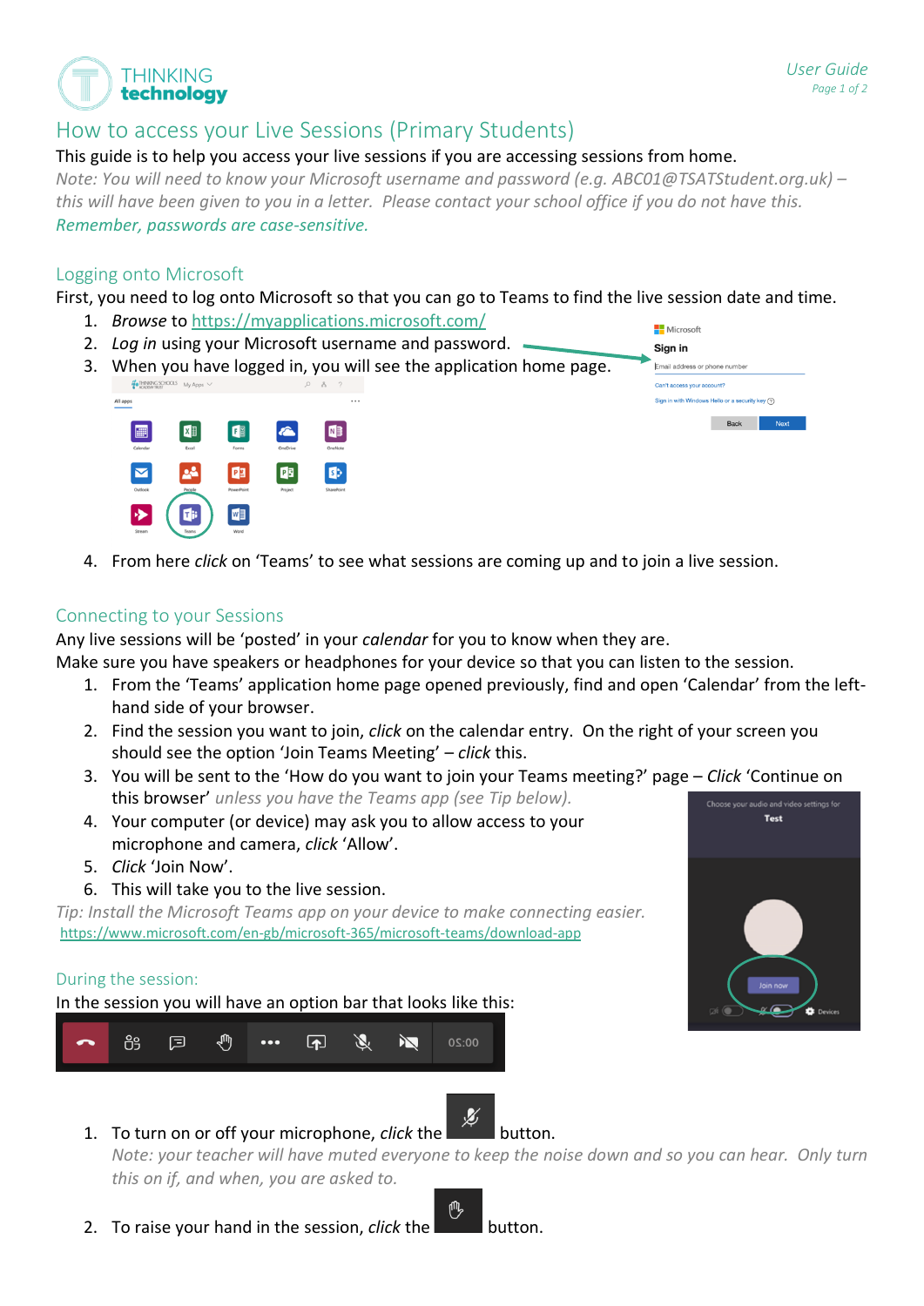# How to access your Live Sessions (Primary Students)

This guide is to help you access your live sessions if you are accessing sessions from home.

*Note: You will need to know your Microsoft username and password (e.g. ABC01@TSATStudent.org.uk) – this will have been given to you in a letter. Please contact your school office if you do not have this.*

*Remember, passwords are case-sensitive.*

## Logging onto Microsoft

First, you need to log onto Microsoft so that you can go to Teams to find the live session date and time.

1. *Browse* to https://myapplications.microsoft.com/
2. *Log in* using your Microsoft username and password.
3. When you have logged in, you will see the application home page.
4. From here *click* on 'Teams' to see what sessions are coming up and to join a live session.

## Connecting to your Sessions

Any live sessions will be 'posted' in your *calendar* for you to know when they are.

Make sure you have speakers or headphones for your device so that you can listen to the session.

1. From the 'Teams' application home page opened previously, find and open 'Calendar' from the left-hand side of your browser.
2. Find the session you want to join, *click* on the calendar entry. On the right of your screen you should see the option 'Join Teams Meeting' – *click* this.
3. You will be sent to the 'How do you want to join your Teams meeting?' page – *Click* 'Continue on this browser' *unless you have the Teams app (see Tip below).*
4. Your computer (or device) may ask you to allow access to your microphone and camera, *click* 'Allow'.
5. *Click* 'Join Now'.
6. This will take you to the live session.

*Tip: Install the Microsoft Teams app on your device to make connecting easier.*
https://www.microsoft.com/en-gb/microsoft-365/microsoft-teams/download-app

## During the session:

In the session you will have an option bar that looks like this:

1. To turn on or off your microphone, *click* the button.
   *Note: your teacher will have muted everyone to keep the noise down and so you can hear. Only turn this on if, and when, you are asked to.*
2. To raise your hand in the session, *click* the button.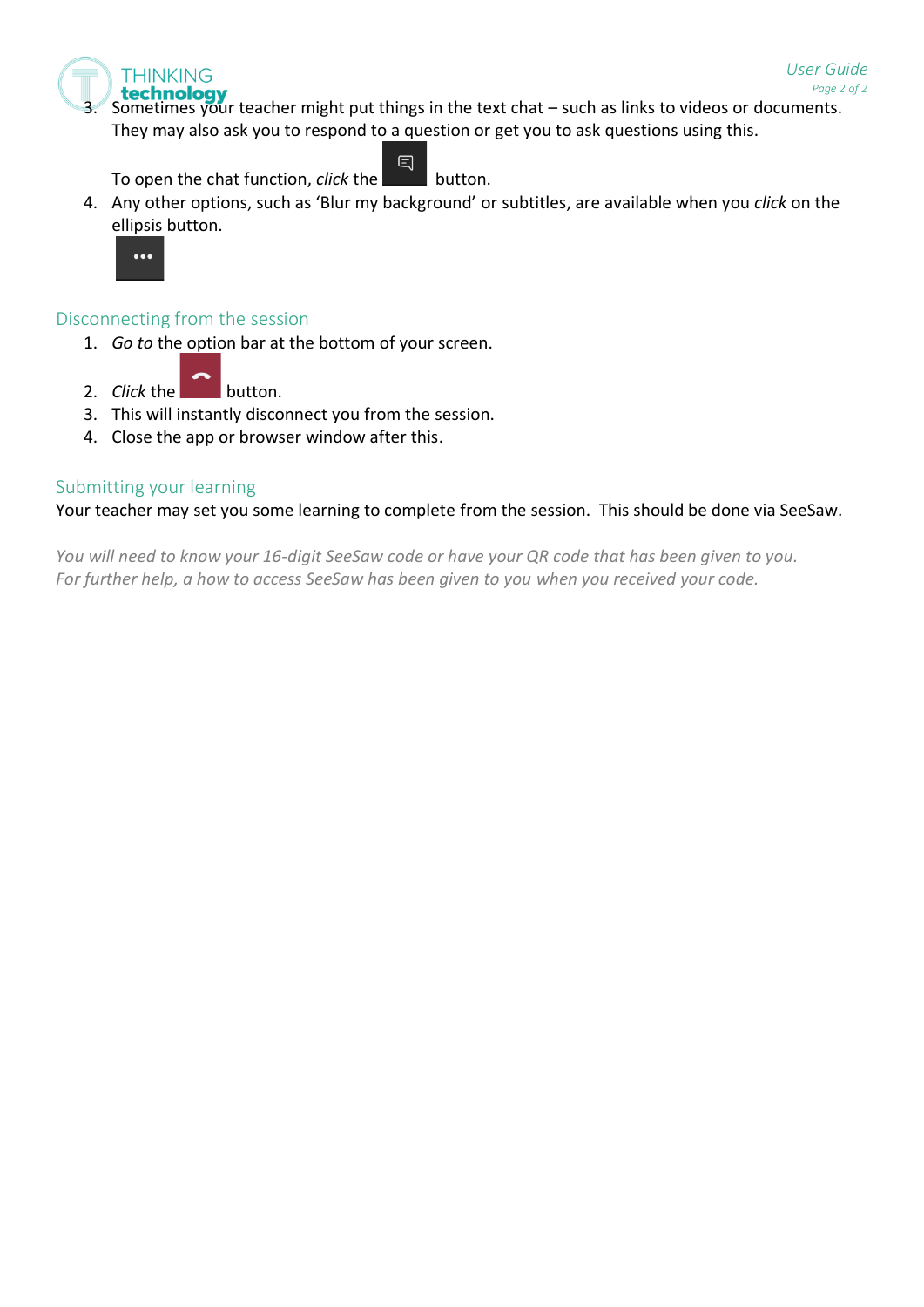3. Sometimes your teacher might put things in the text chat – such as links to videos or documents. They may also ask you to respond to a question or get you to ask questions using this.

   To open the chat function, *click* the button.
4. Any other options, such as 'Blur my background' or subtitles, are available when you *click* on the ellipsis button.

## Disconnecting from the session

1. *Go to* the option bar at the bottom of your screen.
2. *Click* the button.
3. This will instantly disconnect you from the session.
4. Close the app or browser window after this.

## Submitting your learning

Your teacher may set you some learning to complete from the session. This should be done via SeeSaw.

*You will need to know your 16-digit SeeSaw code or have your QR code that has been given to you. For further help, a how to access SeeSaw has been given to you when you received your code.*